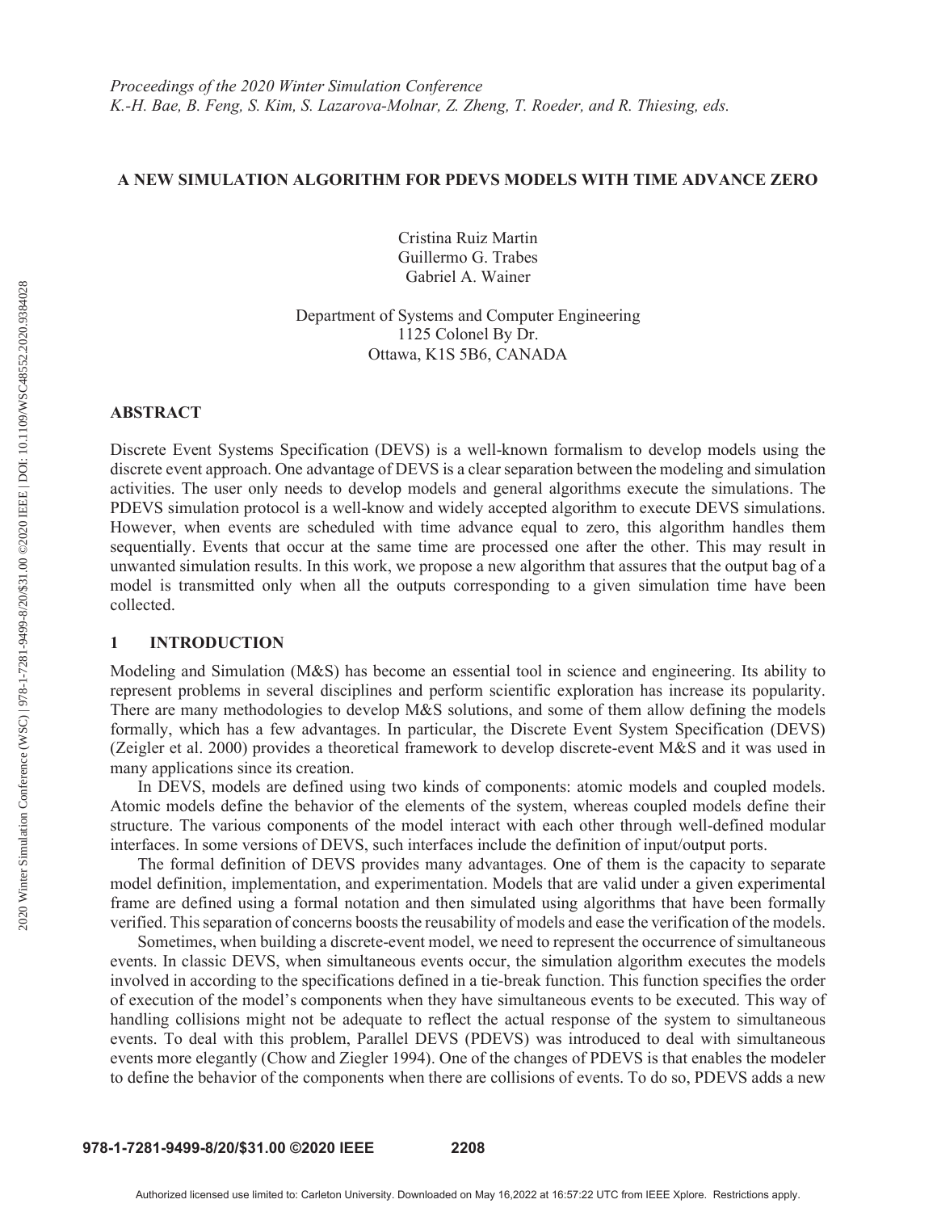*Proceedings of the 2020 Winter Simulation Conference*
*K.-H. Bae, B. Feng, S. Kim, S. Lazarova-Molnar, Z. Zheng, T. Roeder, and R. Thiesing, eds.*

# A NEW SIMULATION ALGORITHM FOR PDEVS MODELS WITH TIME ADVANCE ZERO

Cristina Ruiz Martin
Guillermo G. Trabes
Gabriel A. Wainer

Department of Systems and Computer Engineering
1125 Colonel By Dr.
Ottawa, K1S 5B6, CANADA

## ABSTRACT

Discrete Event Systems Specification (DEVS) is a well-known formalism to develop models using the discrete event approach. One advantage of DEVS is a clear separation between the modeling and simulation activities. The user only needs to develop models and general algorithms execute the simulations. The PDEVS simulation protocol is a well-know and widely accepted algorithm to execute DEVS simulations. However, when events are scheduled with time advance equal to zero, this algorithm handles them sequentially. Events that occur at the same time are processed one after the other. This may result in unwanted simulation results. In this work, we propose a new algorithm that assures that the output bag of a model is transmitted only when all the outputs corresponding to a given simulation time have been collected.

## 1 INTRODUCTION

Modeling and Simulation (M&S) has become an essential tool in science and engineering. Its ability to represent problems in several disciplines and perform scientific exploration has increase its popularity. There are many methodologies to develop M&S solutions, and some of them allow defining the models formally, which has a few advantages. In particular, the Discrete Event System Specification (DEVS) (Zeigler et al. 2000) provides a theoretical framework to develop discrete-event M&S and it was used in many applications since its creation.

In DEVS, models are defined using two kinds of components: atomic models and coupled models. Atomic models define the behavior of the elements of the system, whereas coupled models define their structure. The various components of the model interact with each other through well-defined modular interfaces. In some versions of DEVS, such interfaces include the definition of input/output ports.

The formal definition of DEVS provides many advantages. One of them is the capacity to separate model definition, implementation, and experimentation. Models that are valid under a given experimental frame are defined using a formal notation and then simulated using algorithms that have been formally verified. This separation of concerns boosts the reusability of models and ease the verification of the models.

Sometimes, when building a discrete-event model, we need to represent the occurrence of simultaneous events. In classic DEVS, when simultaneous events occur, the simulation algorithm executes the models involved in according to the specifications defined in a tie-break function. This function specifies the order of execution of the model's components when they have simultaneous events to be executed. This way of handling collisions might not be adequate to reflect the actual response of the system to simultaneous events. To deal with this problem, Parallel DEVS (PDEVS) was introduced to deal with simultaneous events more elegantly (Chow and Ziegler 1994). One of the changes of PDEVS is that enables the modeler to define the behavior of the components when there are collisions of events. To do so, PDEVS adds a new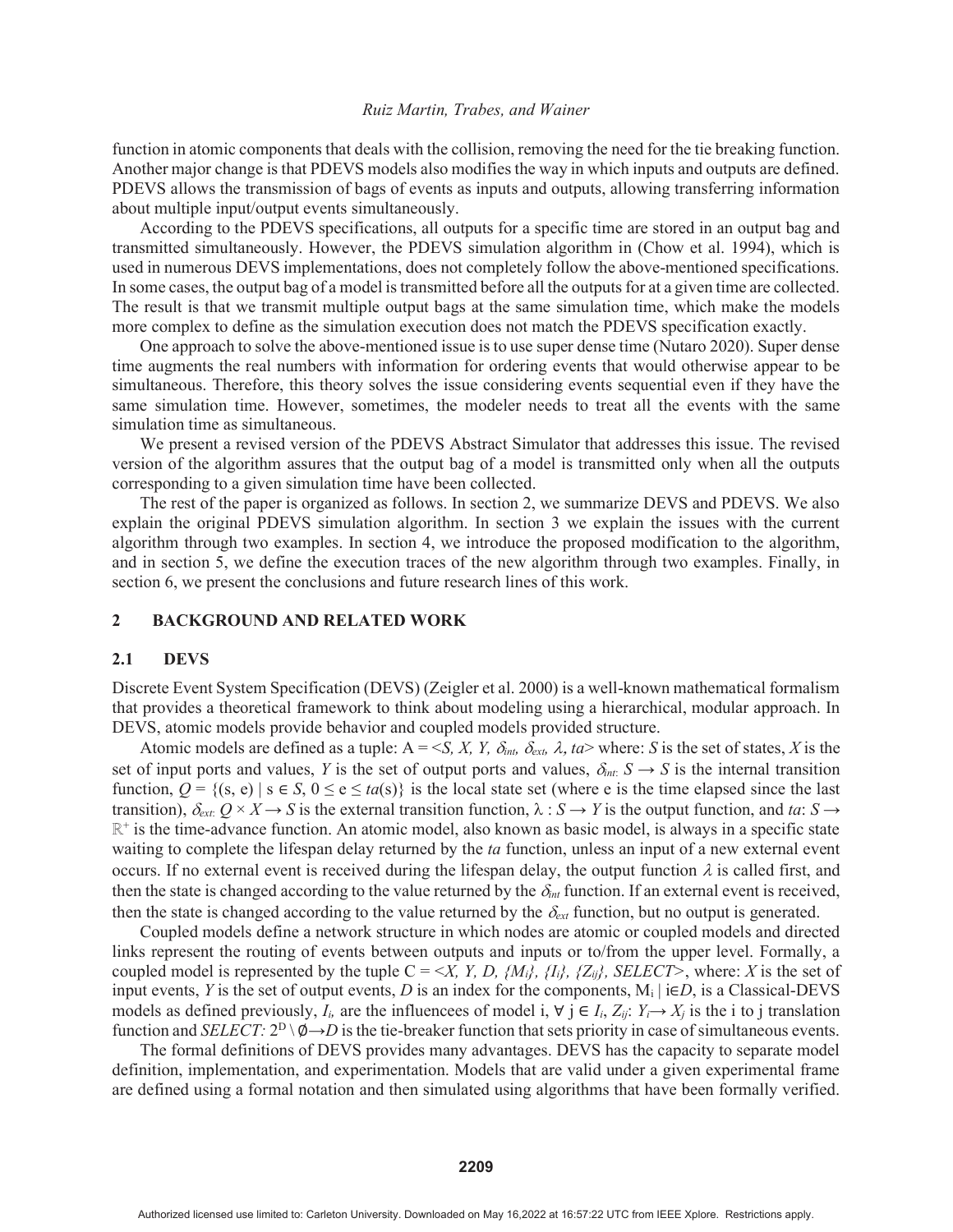function in atomic components that deals with the collision, removing the need for the tie breaking function. Another major change is that PDEVS models also modifies the way in which inputs and outputs are defined. PDEVS allows the transmission of bags of events as inputs and outputs, allowing transferring information about multiple input/output events simultaneously.

According to the PDEVS specifications, all outputs for a specific time are stored in an output bag and transmitted simultaneously. However, the PDEVS simulation algorithm in (Chow et al. 1994), which is used in numerous DEVS implementations, does not completely follow the above-mentioned specifications. In some cases, the output bag of a model is transmitted before all the outputs for at a given time are collected. The result is that we transmit multiple output bags at the same simulation time, which make the models more complex to define as the simulation execution does not match the PDEVS specification exactly.

One approach to solve the above-mentioned issue is to use super dense time (Nutaro 2020). Super dense time augments the real numbers with information for ordering events that would otherwise appear to be simultaneous. Therefore, this theory solves the issue considering events sequential even if they have the same simulation time. However, sometimes, the modeler needs to treat all the events with the same simulation time as simultaneous.

We present a revised version of the PDEVS Abstract Simulator that addresses this issue. The revised version of the algorithm assures that the output bag of a model is transmitted only when all the outputs corresponding to a given simulation time have been collected.

The rest of the paper is organized as follows. In section 2, we summarize DEVS and PDEVS. We also explain the original PDEVS simulation algorithm. In section 3 we explain the issues with the current algorithm through two examples. In section 4, we introduce the proposed modification to the algorithm, and in section 5, we define the execution traces of the new algorithm through two examples. Finally, in section 6, we present the conclusions and future research lines of this work.

## 2 BACKGROUND AND RELATED WORK

### 2.1 DEVS

Discrete Event System Specification (DEVS) (Zeigler et al. 2000) is a well-known mathematical formalism that provides a theoretical framework to think about modeling using a hierarchical, modular approach. In DEVS, atomic models provide behavior and coupled models provided structure.

Atomic models are defined as a tuple: $A = \langle S, X, Y, \delta_{int}, \delta_{ext}, \lambda, ta \rangle$ where: $S$ is the set of states, $X$ is the set of input ports and values, $Y$ is the set of output ports and values, $\delta_{int}: S \rightarrow S$ is the internal transition function, $Q = \{(s, e) \mid s \in S, 0 \leq e \leq ta(s)\}$ is the local state set (where e is the time elapsed since the last transition), $\delta_{ext}: Q \times X \rightarrow S$ is the external transition function, $\lambda : S \rightarrow Y$ is the output function, and $ta$: $S \rightarrow \mathbb{R}^{+}$ is the time-advance function. An atomic model, also known as basic model, is always in a specific state waiting to complete the lifespan delay returned by the $ta$ function, unless an input of a new external event occurs. If no external event is received during the lifespan delay, the output function $\lambda$ is called first, and then the state is changed according to the value returned by the $\delta_{int}$ function. If an external event is received, then the state is changed according to the value returned by the $\delta_{ext}$ function, but no output is generated.

Coupled models define a network structure in which nodes are atomic or coupled models and directed links represent the routing of events between outputs and inputs or to/from the upper level. Formally, a coupled model is represented by the tuple $C = \langle X, Y, D, \{M_i\}, \{I_i\}, \{Z_{ij}\}, SELECT \rangle$, where: $X$ is the set of input events, $Y$ is the set of output events, $D$ is an index for the components, $M_i \mid i \in D$, is a Classical-DEVS models as defined previously, $I_i$, are the influencees of model i, $\forall$ j $\in I_i$, $Z_{ij}$: $Y_i \rightarrow X_j$ is the i to j translation function and $SELECT$: $2^D \setminus \emptyset \rightarrow D$ is the tie-breaker function that sets priority in case of simultaneous events.

The formal definitions of DEVS provides many advantages. DEVS has the capacity to separate model definition, implementation, and experimentation. Models that are valid under a given experimental frame are defined using a formal notation and then simulated using algorithms that have been formally verified.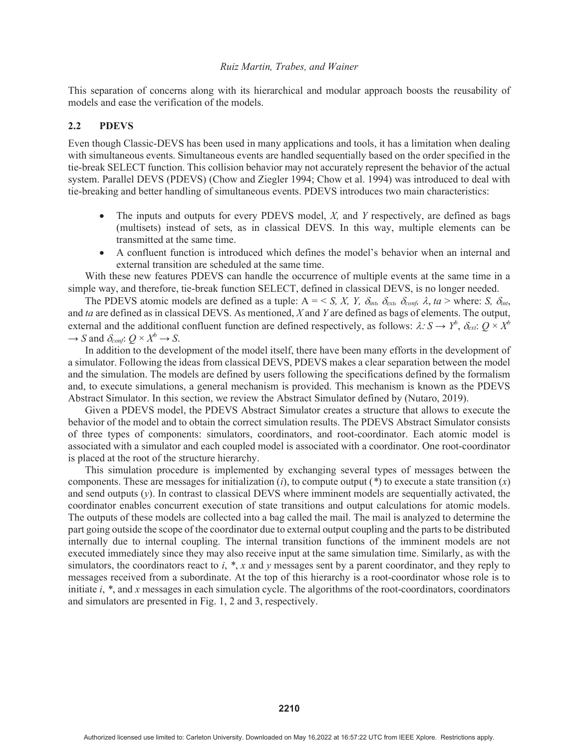This separation of concerns along with its hierarchical and modular approach boosts the reusability of models and ease the verification of the models.

### 2.2 PDEVS

Even though Classic-DEVS has been used in many applications and tools, it has a limitation when dealing with simultaneous events. Simultaneous events are handled sequentially based on the order specified in the tie-break SELECT function. This collision behavior may not accurately represent the behavior of the actual system. Parallel DEVS (PDEVS) (Chow and Ziegler 1994; Chow et al. 1994) was introduced to deal with tie-breaking and better handling of simultaneous events. PDEVS introduces two main characteristics:

- The inputs and outputs for every PDEVS model, *X,* and *Y* respectively, are defined as bags (multisets) instead of sets, as in classical DEVS. In this way, multiple elements can be transmitted at the same time.
- A confluent function is introduced which defines the model's behavior when an internal and external transition are scheduled at the same time.

With these new features PDEVS can handle the occurrence of multiple events at the same time in a simple way, and therefore, tie-break function SELECT, defined in classical DEVS, is no longer needed.

The PDEVS atomic models are defined as a tuple: $A = < S, X, Y, \delta_{int}, \delta_{ext}, \delta_{conf}, \lambda, ta >$ where: $S$, $\delta_{int}$, and $ta$ are defined as in classical DEVS. As mentioned, $X$ and $Y$ are defined as bags of elements. The output, external and the additional confluent function are defined respectively, as follows: $\lambda: S \rightarrow Y^b$, $\delta_{ext}: Q \times X^b \rightarrow S$ and $\delta_{conf}: Q \times X^b \rightarrow S$.

In addition to the development of the model itself, there have been many efforts in the development of a simulator. Following the ideas from classical DEVS, PDEVS makes a clear separation between the model and the simulation. The models are defined by users following the specifications defined by the formalism and, to execute simulations, a general mechanism is provided. This mechanism is known as the PDEVS Abstract Simulator. In this section, we review the Abstract Simulator defined by (Nutaro, 2019).

Given a PDEVS model, the PDEVS Abstract Simulator creates a structure that allows to execute the behavior of the model and to obtain the correct simulation results. The PDEVS Abstract Simulator consists of three types of components: simulators, coordinators, and root-coordinator. Each atomic model is associated with a simulator and each coupled model is associated with a coordinator. One root-coordinator is placed at the root of the structure hierarchy.

This simulation procedure is implemented by exchanging several types of messages between the components. These are messages for initialization (*i*), to compute output (*) to execute a state transition (*x*) and send outputs (*y*). In contrast to classical DEVS where imminent models are sequentially activated, the coordinator enables concurrent execution of state transitions and output calculations for atomic models. The outputs of these models are collected into a bag called the mail. The mail is analyzed to determine the part going outside the scope of the coordinator due to external output coupling and the parts to be distributed internally due to internal coupling. The internal transition functions of the imminent models are not executed immediately since they may also receive input at the same simulation time. Similarly, as with the simulators, the coordinators react to *i*, *, *x* and *y* messages sent by a parent coordinator, and they reply to messages received from a subordinate. At the top of this hierarchy is a root-coordinator whose role is to initiate *i*, *, and *x* messages in each simulation cycle. The algorithms of the root-coordinators, coordinators and simulators are presented in Fig. 1, 2 and 3, respectively.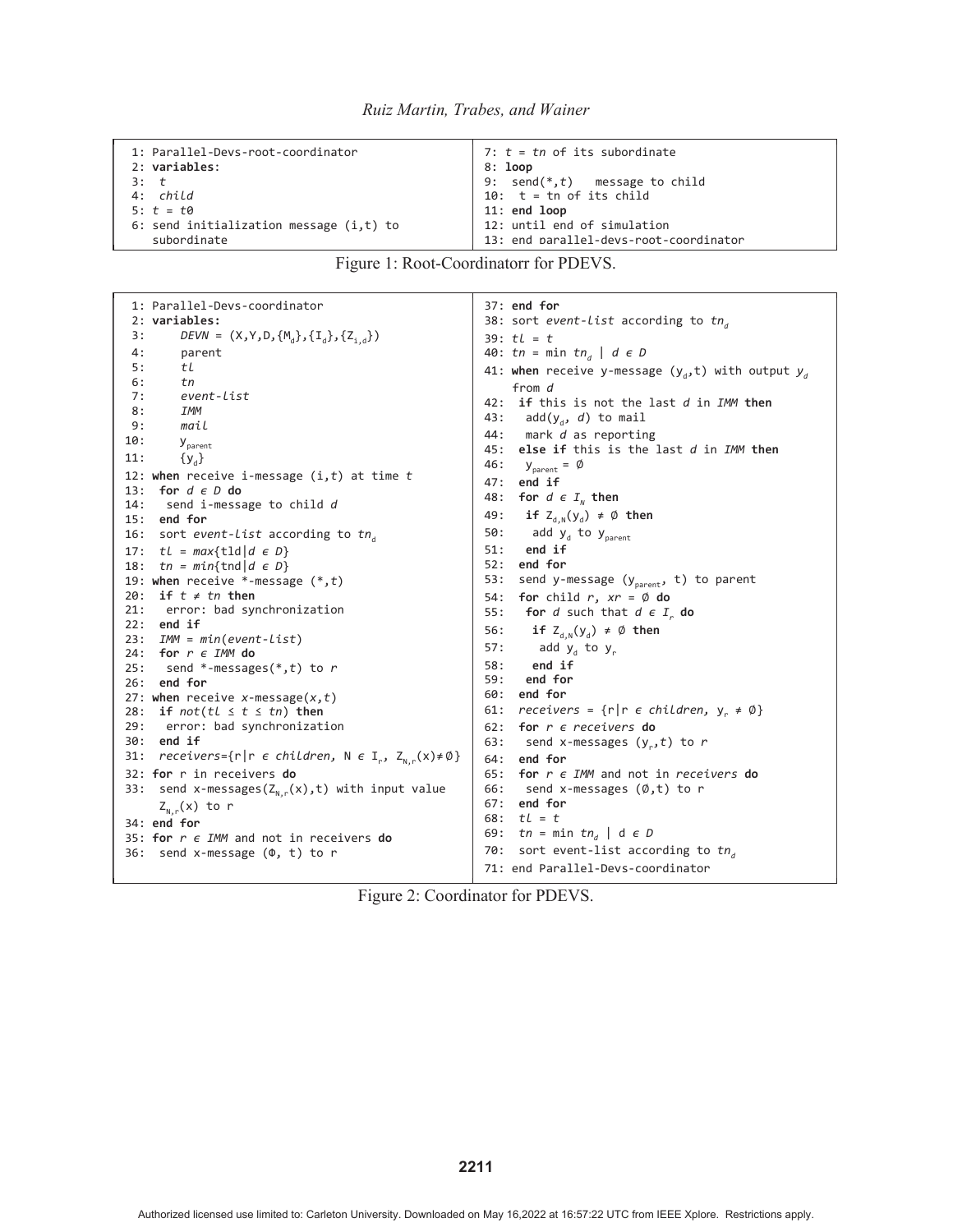```
1: Parallel-Devs-root-coordinator
2: variables:
3:  t
4:  child
5: t = t0
6: send initialization message (i,t) to
   subordinate
7: t = tn of its subordinate
8: loop
9:  send(*,t)   message to child
10:  t = tn of its child
11: end loop
12: until end of simulation
13: end parallel-devs-root-coordinator
```

Figure 1: Root-Coordinatorr for PDEVS.

```
1: Parallel-Devs-coordinator
2: variables:
3:     DEVN = (X,Y,D,{M_d},{I_d},{Z_i,d})
4:     parent
5:     tl
6:     tn
7:     event-list
8:     IMM
9:     mail
10:    y_parent
11:    {y_d}
12: when receive i-message (i,t) at time t
13:  for d ∈ D do
14:   send i-message to child d
15:  end for
16:  sort event-list according to tn_d
17:  tl = max{tld|d ∈ D}
18:  tn = min{tnd|d ∈ D}
19: when receive *-message (*,t)
20:  if t ≠ tn then
21:   error: bad synchronization
22:  end if
23:  IMM = min(event-list)
24:  for r ∈ IMM do
25:   send *-messages(*,t) to r
26:  end for
27: when receive x-message(x,t)
28:  if not(tl ≤ t ≤ tn) then
29:   error: bad synchronization
30:  end if
31:  receivers={r|r ∈ children, N ∈ I_r, Z_N,r(x)≠∅}
32: for r in receivers do
33:  send x-messages(Z_N,r(x),t) with input value
     Z_N,r(x) to r
34: end for
35: for r ∈ IMM and not in receivers do
36:  send x-message (Φ, t) to r
37: end for
38: sort event-list according to tn_d
39: tl = t
40: tn = min tn_d | d ∈ D
41: when receive y-message (y_d,t) with output y_d
    from d
42:  if this is not the last d in IMM then
43:   add(y_d, d) to mail
44:   mark d as reporting
45:  else if this is the last d in IMM then
46:   y_parent = ∅
47:  end if
48:  for d ∈ I_N then
49:   if Z_d,N(y_d) ≠ ∅ then
50:    add y_d to y_parent
51:   end if
52:  end for
53:  send y-message (y_parent, t) to parent
54:  for child r, xr = ∅ do
55:   for d such that d ∈ I_r do
56:    if Z_d,N(y_d) ≠ ∅ then
57:     add y_d to y_r
58:    end if
59:   end for
60:  end for
61:  receivers = {r|r ∈ children, y_r ≠ ∅}
62:  for r ∈ receivers do
63:   send x-messages (y_r,t) to r
64:  end for
65:  for r ∈ IMM and not in receivers do
66:   send x-messages (∅,t) to r
67:  end for
68:  tl = t
69:  tn = min tn_d | d ∈ D
70:  sort event-list according to tn_d
71: end Parallel-Devs-coordinator
```

Figure 2: Coordinator for PDEVS.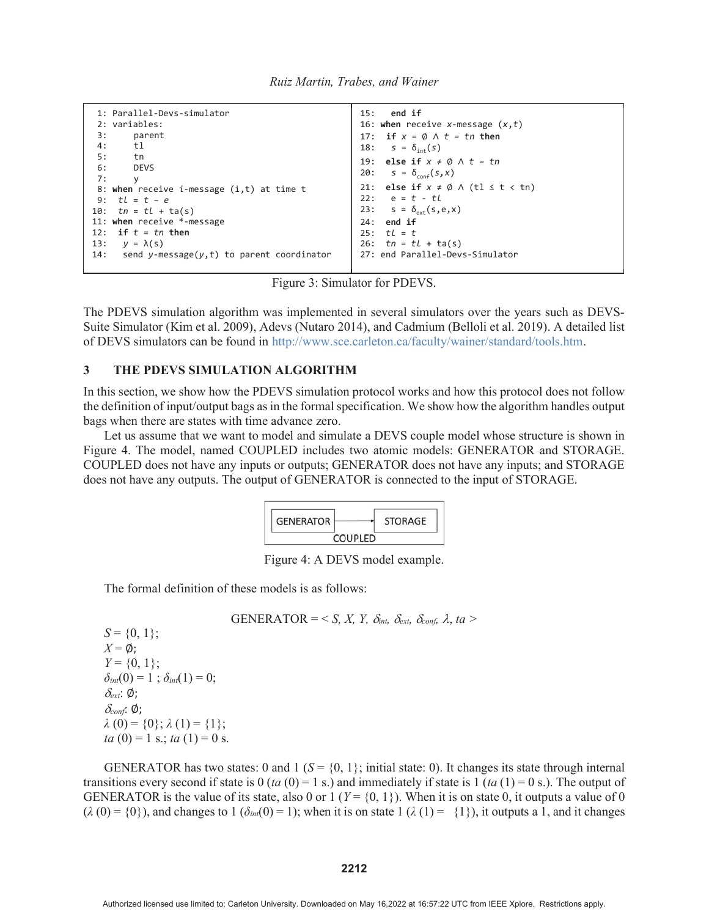```
1: Parallel-Devs-simulator
2: variables:
3:     parent
4:     tl
5:     tn
6:     DEVS
7:     y
8: when receive i-message (i,t) at time t
9:   tl = t – e
10:  tn = tl + ta(s)
11: when receive *-message
12:  if t = tn then
13:    y = λ(s)
14:    send y-message(y,t) to parent coordinator
15:  end if
16: when receive x-message (x,t)
17:  if x = ∅ ∧ t = tn then
18:    s = δint(s)
19:  else if x ≠ ∅ ∧ t = tn
20:    s = δconf(s,x)
21:  else if x ≠ ∅ ∧ (tl ≤ t < tn)
22:    e = t - tl
23:    s = δext(s,e,x)
24:  end if
25:  tl = t
26:  tn = tl + ta(s)
27: end Parallel-Devs-Simulator
```

Figure 3: Simulator for PDEVS.

The PDEVS simulation algorithm was implemented in several simulators over the years such as DEVS-Suite Simulator (Kim et al. 2009), Adevs (Nutaro 2014), and Cadmium (Belloli et al. 2019). A detailed list of DEVS simulators can be found in http://www.sce.carleton.ca/faculty/wainer/standard/tools.htm.

## 3 THE PDEVS SIMULATION ALGORITHM

In this section, we show how the PDEVS simulation protocol works and how this protocol does not follow the definition of input/output bags as in the formal specification. We show how the algorithm handles output bags when there are states with time advance zero.

Let us assume that we want to model and simulate a DEVS couple model whose structure is shown in Figure 4. The model, named COUPLED includes two atomic models: GENERATOR and STORAGE. COUPLED does not have any inputs or outputs; GENERATOR does not have any inputs; and STORAGE does not have any outputs. The output of GENERATOR is connected to the input of STORAGE.

GENERATOR → STORAGE
COUPLED

Figure 4: A DEVS model example.

The formal definition of these models is as follows:

$$\text{GENERATOR} = < S, X, Y, \delta_{int}, \delta_{ext}, \delta_{conf}, \lambda, ta >$$

$S = \{0, 1\}$;
$X = \emptyset$;
$Y = \{0, 1\}$;
$\delta_{int}(0) = 1$ ; $\delta_{int}(1) = 0$;
$\delta_{ext}$: $\emptyset$;
$\delta_{conf}$: $\emptyset$;
$\lambda(0) = \{0\}$; $\lambda(1) = \{1\}$;
$ta(0) = 1$ s.; $ta(1) = 0$ s.

GENERATOR has two states: 0 and 1 ($S = \{0, 1\}$; initial state: 0). It changes its state through internal transitions every second if state is 0 ($ta(0) = 1$ s.) and immediately if state is 1 ($ta(1) = 0$ s.). The output of GENERATOR is the value of its state, also 0 or 1 ($Y = \{0, 1\}$). When it is on state 0, it outputs a value of 0 ($\lambda(0) = \{0\}$), and changes to 1 ($\delta_{int}(0) = 1$); when it is on state 1 ($\lambda(1) = \{1\}$), it outputs a 1, and it changes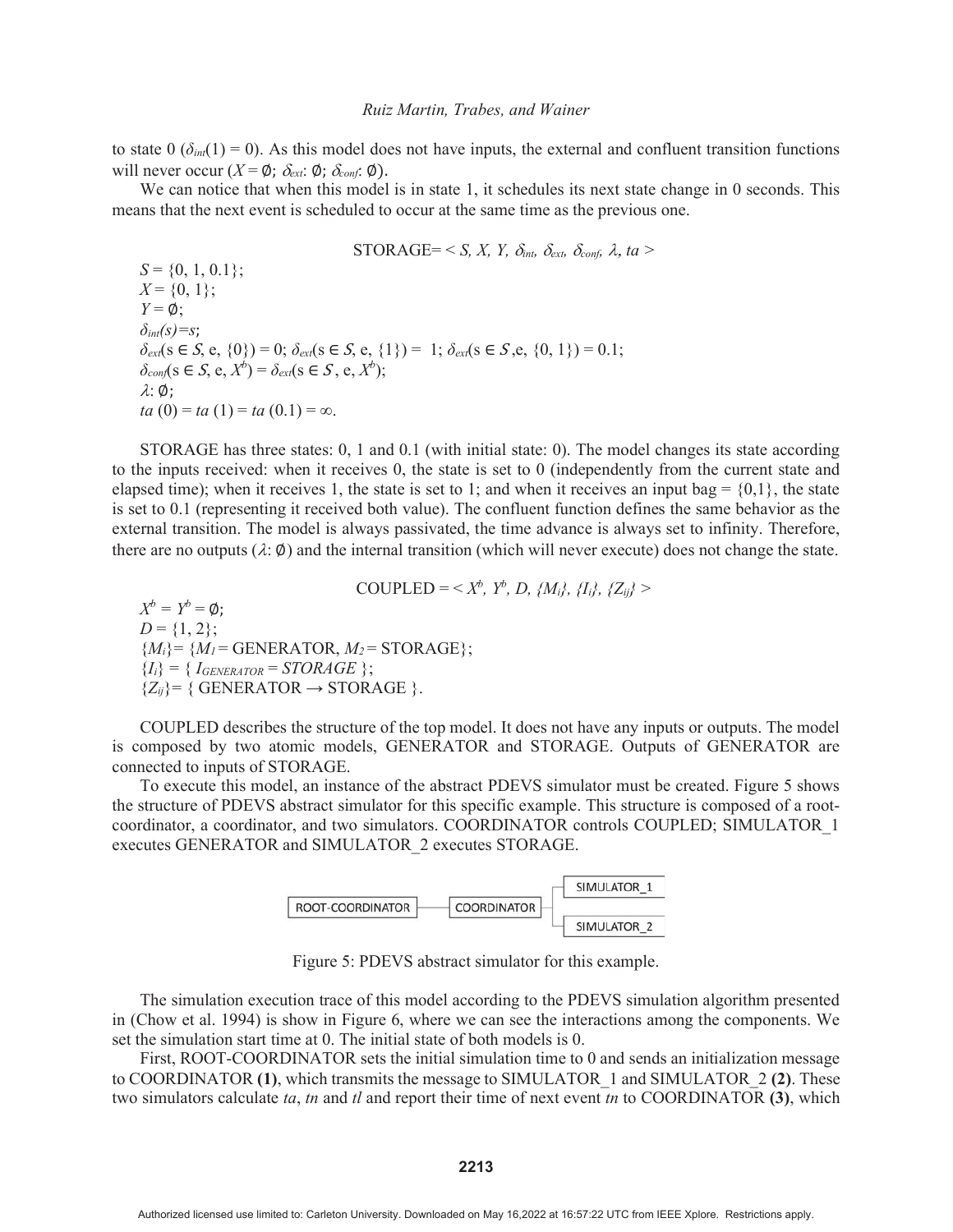to state 0 ($\delta_{int}(1) = 0$). As this model does not have inputs, the external and confluent transition functions will never occur ($X = \emptyset$; $\delta_{ext}$: $\emptyset$; $\delta_{conf}$: $\emptyset$).

We can notice that when this model is in state 1, it schedules its next state change in 0 seconds. This means that the next event is scheduled to occur at the same time as the previous one.

$$\text{STORAGE} = < S, X, Y, \delta_{int}, \delta_{ext}, \delta_{conf}, \lambda, ta >$$

$S = \{0, 1, 0.1\}$;
$X = \{0, 1\}$;
$Y = \emptyset$;
$\delta_{int}(s)=s$;
$\delta_{ext}(s \in S, e, \{0\}) = 0$; $\delta_{ext}(s \in S, e, \{1\}) = 1$; $\delta_{ext}(s \in S, e, \{0, 1\}) = 0.1$;
$\delta_{conf}(s \in S, e, X^b) = \delta_{ext}(s \in S, e, X^b)$;
$\lambda$: $\emptyset$;
$ta(0) = ta(1) = ta(0.1) = \infty$.

STORAGE has three states: 0, 1 and 0.1 (with initial state: 0). The model changes its state according to the inputs received: when it receives 0, the state is set to 0 (independently from the current state and elapsed time); when it receives 1, the state is set to 1; and when it receives an input bag = {0,1}, the state is set to 0.1 (representing it received both value). The confluent function defines the same behavior as the external transition. The model is always passivated, the time advance is always set to infinity. Therefore, there are no outputs ($\lambda$: $\emptyset$) and the internal transition (which will never execute) does not change the state.

$$\text{COUPLED} = < X^b, Y^b, D, \{M_i\}, \{I_i\}, \{Z_{ij}\} >$$

$X^b = Y^b = \emptyset$;
$D = \{1, 2\}$;
$\{M_i\} = \{M_1 = \text{GENERATOR}, M_2 = \text{STORAGE}\}$;
$\{I_i\} = \{ I_{GENERATOR} = STORAGE \}$;
$\{Z_{ij}\} = \{ \text{GENERATOR} \rightarrow \text{STORAGE} \}$.

COUPLED describes the structure of the top model. It does not have any inputs or outputs. The model is composed by two atomic models, GENERATOR and STORAGE. Outputs of GENERATOR are connected to inputs of STORAGE.

To execute this model, an instance of the abstract PDEVS simulator must be created. Figure 5 shows the structure of PDEVS abstract simulator for this specific example. This structure is composed of a root-coordinator, a coordinator, and two simulators. COORDINATOR controls COUPLED; SIMULATOR_1 executes GENERATOR and SIMULATOR_2 executes STORAGE.

ROOT-COORDINATOR — COORDINATOR — SIMULATOR_1 / SIMULATOR_2

Figure 5: PDEVS abstract simulator for this example.

The simulation execution trace of this model according to the PDEVS simulation algorithm presented in (Chow et al. 1994) is show in Figure 6, where we can see the interactions among the components. We set the simulation start time at 0. The initial state of both models is 0.

First, ROOT-COORDINATOR sets the initial simulation time to 0 and sends an initialization message to COORDINATOR **(1)**, which transmits the message to SIMULATOR_1 and SIMULATOR_2 **(2)**. These two simulators calculate *ta*, *tn* and *tl* and report their time of next event *tn* to COORDINATOR **(3)**, which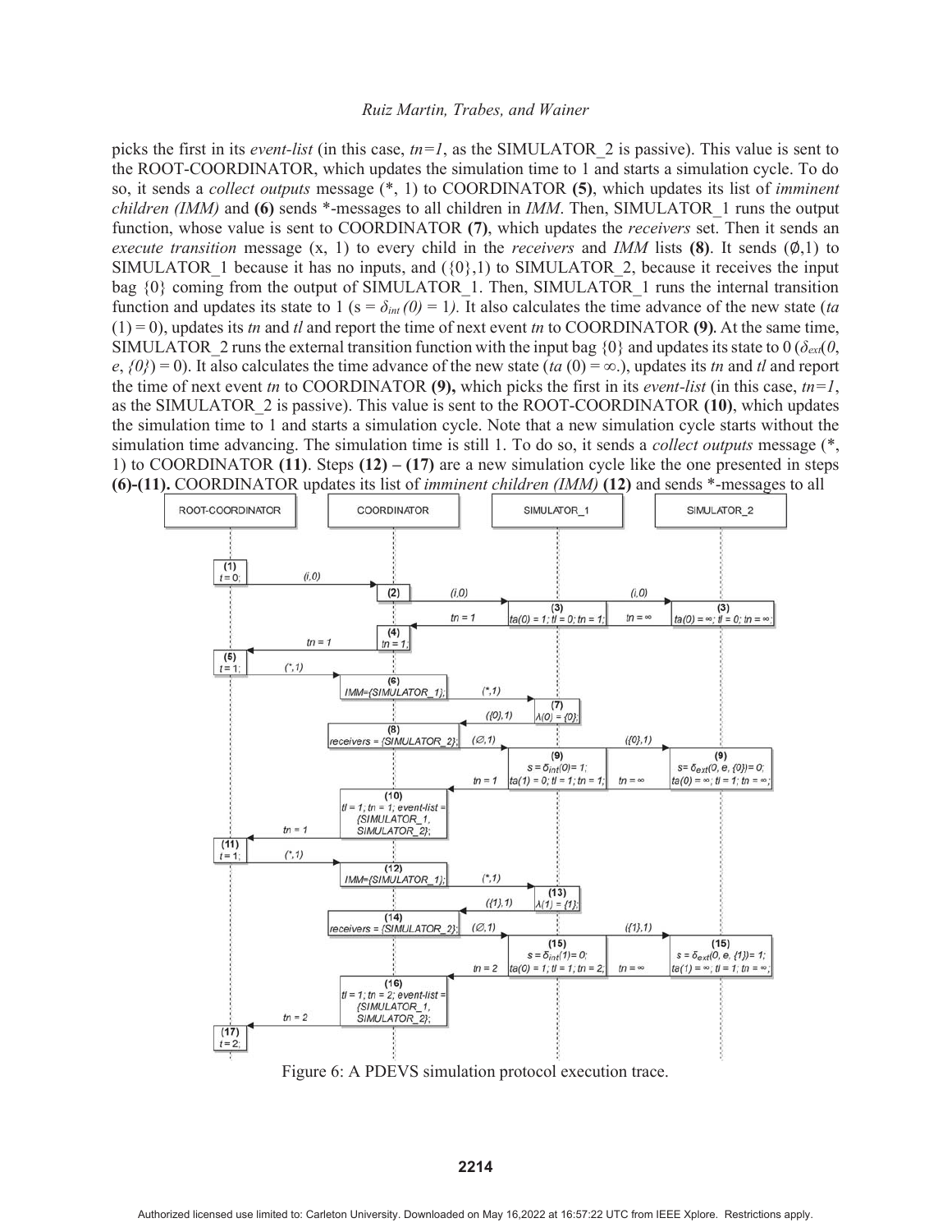picks the first in its *event-list* (in this case, $tn=1$, as the SIMULATOR_2 is passive). This value is sent to the ROOT-COORDINATOR, which updates the simulation time to 1 and starts a simulation cycle. To do so, it sends a *collect outputs* message (*, 1) to COORDINATOR **(5)**, which updates its list of *imminent children (IMM)* and **(6)** sends *-messages to all children in *IMM*. Then, SIMULATOR_1 runs the output function, whose value is sent to COORDINATOR **(7)**, which updates the *receivers* set. Then it sends an *execute transition* message (x, 1) to every child in the *receivers* and *IMM* lists **(8)**. It sends (∅,1) to SIMULATOR_1 because it has no inputs, and ({0},1) to SIMULATOR_2, because it receives the input bag {0} coming from the output of SIMULATOR_1. Then, SIMULATOR_1 runs the internal transition function and updates its state to 1 ($s = \delta_{int}(0) = 1$). It also calculates the time advance of the new state ($ta(1) = 0$), updates its *tn* and *tl* and report the time of next event *tn* to COORDINATOR **(9)**. At the same time, SIMULATOR_2 runs the external transition function with the input bag {0} and updates its state to 0 ($\delta_{ext}(0, e, \{0\}) = 0$). It also calculates the time advance of the new state ($ta(0) = \infty$.), updates its *tn* and *tl* and report the time of next event *tn* to COORDINATOR **(9),** which picks the first in its *event-list* (in this case, $tn=1$, as the SIMULATOR_2 is passive). This value is sent to the ROOT-COORDINATOR **(10)**, which updates the simulation time to 1 and starts a simulation cycle. Note that a new simulation cycle starts without the simulation time advancing. The simulation time is still 1. To do so, it sends a *collect outputs* message (*, 1) to COORDINATOR **(11)**. Steps **(12) – (17)** are a new simulation cycle like the one presented in steps **(6)-(11).** COORDINATOR updates its list of *imminent children (IMM)* **(12)** and sends *-messages to all

Figure 6: A PDEVS simulation protocol execution trace.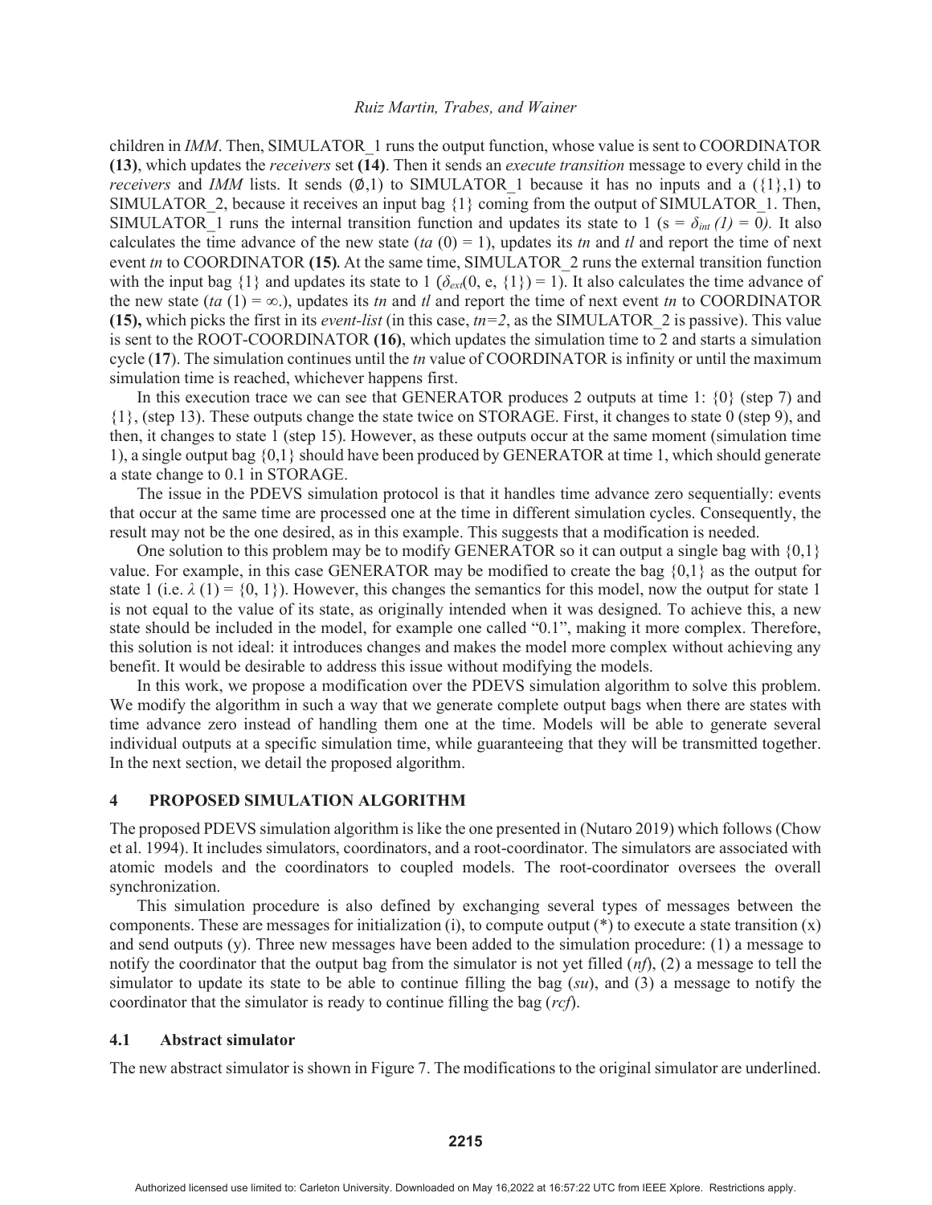children in *IMM*. Then, SIMULATOR_1 runs the output function, whose value is sent to COORDINATOR **(13)**, which updates the *receivers* set **(14)**. Then it sends an *execute transition* message to every child in the *receivers* and *IMM* lists. It sends (∅,1) to SIMULATOR_1 because it has no inputs and a ({1},1) to SIMULATOR_2, because it receives an input bag {1} coming from the output of SIMULATOR_1. Then, SIMULATOR_1 runs the internal transition function and updates its state to 1 ($s = \delta_{int}(1) = 0$). It also calculates the time advance of the new state ($ta(0) = 1$), updates its *tn* and *tl* and report the time of next event *tn* to COORDINATOR **(15)**. At the same time, SIMULATOR_2 runs the external transition function with the input bag {1} and updates its state to 1 ($\delta_{ext}(0, e, \{1\}) = 1$). It also calculates the time advance of the new state ($ta(1) = \infty$.), updates its *tn* and *tl* and report the time of next event *tn* to COORDINATOR **(15),** which picks the first in its *event-list* (in this case, *tn=2*, as the SIMULATOR_2 is passive). This value is sent to the ROOT-COORDINATOR **(16)**, which updates the simulation time to 2 and starts a simulation cycle (**17**). The simulation continues until the *tn* value of COORDINATOR is infinity or until the maximum simulation time is reached, whichever happens first.

In this execution trace we can see that GENERATOR produces 2 outputs at time 1: {0} (step 7) and {1}, (step 13). These outputs change the state twice on STORAGE. First, it changes to state 0 (step 9), and then, it changes to state 1 (step 15). However, as these outputs occur at the same moment (simulation time 1), a single output bag {0,1} should have been produced by GENERATOR at time 1, which should generate a state change to 0.1 in STORAGE.

The issue in the PDEVS simulation protocol is that it handles time advance zero sequentially: events that occur at the same time are processed one at the time in different simulation cycles. Consequently, the result may not be the one desired, as in this example. This suggests that a modification is needed.

One solution to this problem may be to modify GENERATOR so it can output a single bag with {0,1} value. For example, in this case GENERATOR may be modified to create the bag {0,1} as the output for state 1 (i.e. $\lambda(1) = \{0, 1\}$). However, this changes the semantics for this model, now the output for state 1 is not equal to the value of its state, as originally intended when it was designed. To achieve this, a new state should be included in the model, for example one called "0.1", making it more complex. Therefore, this solution is not ideal: it introduces changes and makes the model more complex without achieving any benefit. It would be desirable to address this issue without modifying the models.

In this work, we propose a modification over the PDEVS simulation algorithm to solve this problem. We modify the algorithm in such a way that we generate complete output bags when there are states with time advance zero instead of handling them one at the time. Models will be able to generate several individual outputs at a specific simulation time, while guaranteeing that they will be transmitted together. In the next section, we detail the proposed algorithm.

## 4 PROPOSED SIMULATION ALGORITHM

The proposed PDEVS simulation algorithm is like the one presented in (Nutaro 2019) which follows (Chow et al. 1994). It includes simulators, coordinators, and a root-coordinator. The simulators are associated with atomic models and the coordinators to coupled models. The root-coordinator oversees the overall synchronization.

This simulation procedure is also defined by exchanging several types of messages between the components. These are messages for initialization (i), to compute output (*) to execute a state transition (x) and send outputs (y). Three new messages have been added to the simulation procedure: (1) a message to notify the coordinator that the output bag from the simulator is not yet filled (*nf*), (2) a message to tell the simulator to update its state to be able to continue filling the bag (*su*), and (3) a message to notify the coordinator that the simulator is ready to continue filling the bag (*rcf*).

### 4.1 Abstract simulator

The new abstract simulator is shown in Figure 7. The modifications to the original simulator are underlined.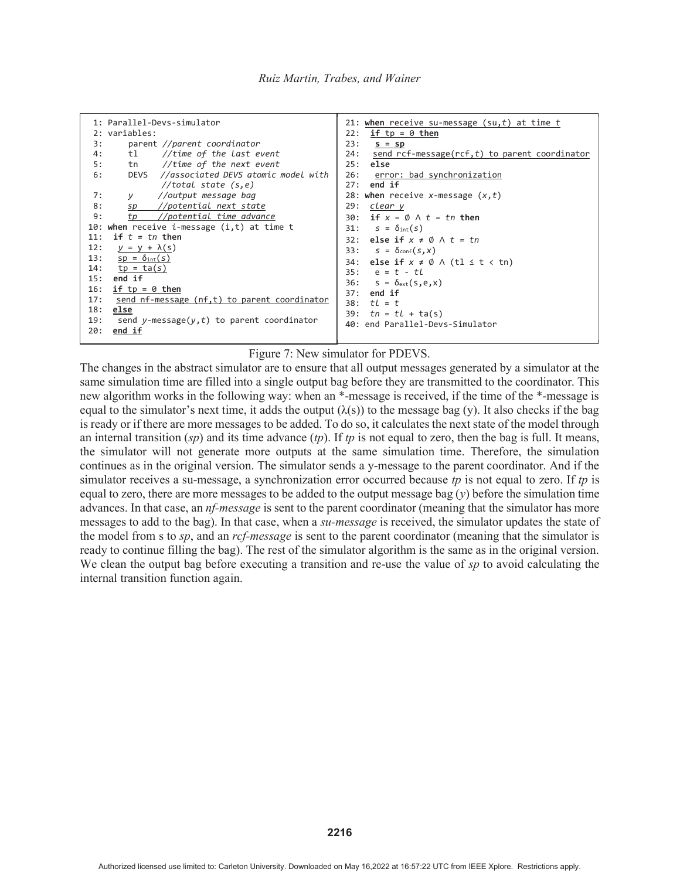```
 1: Parallel-Devs-simulator
 2: variables:
 3:     parent //parent coordinator
 4:     tl     //time of the last event
 5:     tn     //time of the next event
 6:     DEVS   //associated DEVS atomic model with
               //total state (s,e)
 7:     y      //output message bag
 8:     sp     //potential next state
 9:     tp     //potential time advance
10: when receive i-message (i,t) at time t
11:  if t = tn then
12:   y = y + λ(s)
13:   sp = δint(s)
14:   tp = ta(s)
15:  end if
16:  if tp = 0 then
17:   send nf-message (nf,t) to parent coordinator
18:  else
19:   send y-message(y,t) to parent coordinator
20:  end if
21: when receive su-message (su,t) at time t
22:  if tp = 0 then
23:   s = sp
24:   send rcf-message(rcf,t) to parent coordinator
25:  else
26:   error: bad synchronization
27:  end if
28: when receive x-message (x,t)
29:  clear y
30:  if x = ∅ ∧ t = tn then
31:   s = δint(s)
32:  else if x ≠ ∅ ∧ t = tn
33:   s = δconf(s,x)
34:  else if x ≠ ∅ ∧ (tl ≤ t < tn)
35:   e = t - tl
36:   s = δext(s,e,x)
37:  end if
38:  tl = t
39:  tn = tl + ta(s)
40: end Parallel-Devs-Simulator
```

Figure 7: New simulator for PDEVS.

The changes in the abstract simulator are to ensure that all output messages generated by a simulator at the same simulation time are filled into a single output bag before they are transmitted to the coordinator. This new algorithm works in the following way: when an *-message is received, if the time of the *-message is equal to the simulator's next time, it adds the output ($\lambda(s)$) to the message bag (y). It also checks if the bag is ready or if there are more messages to be added. To do so, it calculates the next state of the model through an internal transition (*sp*) and its time advance (*tp*). If *tp* is not equal to zero, then the bag is full. It means, the simulator will not generate more outputs at the same simulation time. Therefore, the simulation continues as in the original version. The simulator sends a y-message to the parent coordinator. And if the simulator receives a su-message, a synchronization error occurred because *tp* is not equal to zero. If *tp* is equal to zero, there are more messages to be added to the output message bag (*y*) before the simulation time advances. In that case, an *nf-message* is sent to the parent coordinator (meaning that the simulator has more messages to add to the bag). In that case, when a *su-message* is received, the simulator updates the state of the model from s to *sp*, and an *rcf-message* is sent to the parent coordinator (meaning that the simulator is ready to continue filling the bag). The rest of the simulator algorithm is the same as in the original version. We clean the output bag before executing a transition and re-use the value of *sp* to avoid calculating the internal transition function again.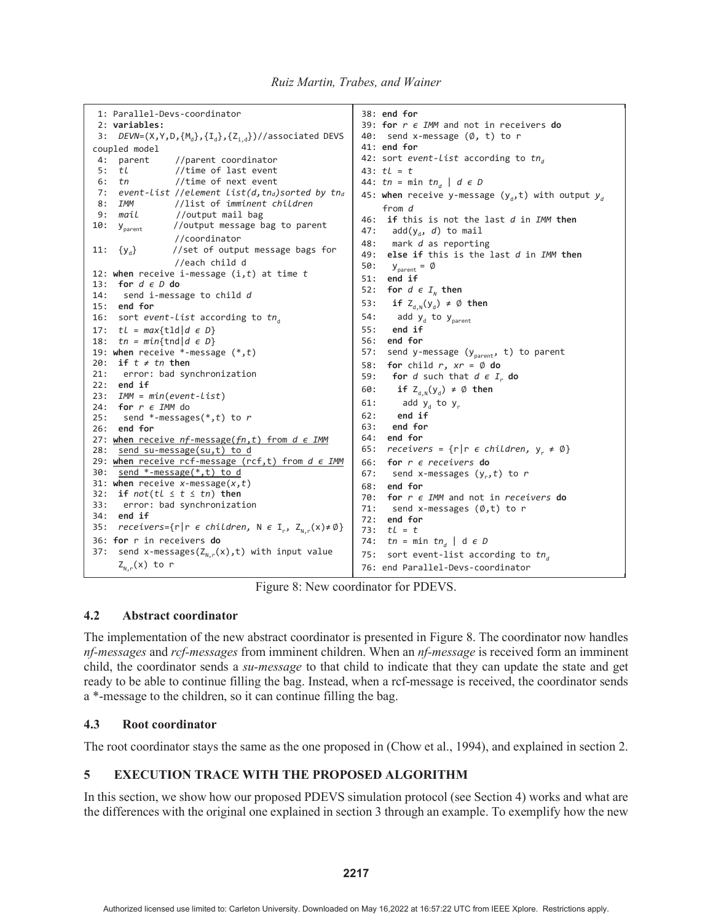```
1: Parallel-Devs-coordinator
2: variables:
3:  DEVN=(X,Y,D,{Md},{Id},{Zi,d})//associated DEVS coupled model
4:  parent      //parent coordinator
5:  tl          //time of last event
6:  tn          //time of next event
7:  event-list //element list(d,tnd)sorted by tnd
8:  IMM         //list of imminent children
9:  mail        //output mail bag
10: yparent     //output message bag to parent
                //coordinator
11: {yd}        //set of output message bags for
                //each child d
12: when receive i-message (i,t) at time t
13:  for d ∈ D do
14:   send i-message to child d
15:  end for
16:  sort event-list according to tnd
17:  tl = max{tld|d ∈ D}
18:  tn = min{tnd|d ∈ D}
19: when receive *-message (*,t)
20:  if t ≠ tn then
21:   error: bad synchronization
22:  end if
23:  IMM = min(event-list)
24:  for r ∈ IMM do
25:   send *-messages(*,t) to r
26:  end for
27: when receive nf-message(fn,t) from d ∈ IMM
28:  send su-message(su,t) to d
29: when receive rcf-message (rcf,t) from d ∈ IMM
30:  send *-message(*,t) to d
31: when receive x-message(x,t)
32:  if not(tl ≤ t ≤ tn) then
33:   error: bad synchronization
34:  end if
35:  receivers={r|r ∈ children, N ∈ Ir, ZN,r(x)≠∅}
36: for r in receivers do
37:  send x-messages(ZN,r(x),t) with input value
     ZN,r(x) to r
38: end for
39: for r ∈ IMM and not in receivers do
40:  send x-message (∅, t) to r
41: end for
42: sort event-list according to tnd
43: tl = t
44: tn = min tnd | d ∈ D
45: when receive y-message (yd,t) with output yd
    from d
46:  if this is not the last d in IMM then
47:   add(yd, d) to mail
48:   mark d as reporting
49:  else if this is the last d in IMM then
50:   yparent = ∅
51:  end if
52:  for d ∈ IN then
53:   if Zd,N(yd) ≠ ∅ then
54:    add yd to yparent
55:   end if
56:  end for
57:  send y-message (yparent, t) to parent
58:  for child r, xr = ∅ do
59:   for d such that d ∈ Ir do
60:    if Zd,N(yd) ≠ ∅ then
61:     add yd to yr
62:    end if
63:   end for
64:  end for
65:  receivers = {r|r ∈ children, yr ≠ ∅}
66:  for r ∈ receivers do
67:   send x-messages (yr,t) to r
68:  end for
70:  for r ∈ IMM and not in receivers do
71:   send x-messages (∅,t) to r
72:  end for
73:  tl = t
74:  tn = min tnd | d ∈ D
75:  sort event-list according to tnd
76: end Parallel-Devs-coordinator
```

Figure 8: New coordinator for PDEVS.

### 4.2 Abstract coordinator

The implementation of the new abstract coordinator is presented in Figure 8. The coordinator now handles *nf-messages* and *rcf-messages* from imminent children. When an *nf-message* is received form an imminent child, the coordinator sends a *su-message* to that child to indicate that they can update the state and get ready to be able to continue filling the bag. Instead, when a rcf-message is received, the coordinator sends a *-message to the children, so it can continue filling the bag.

### 4.3 Root coordinator

The root coordinator stays the same as the one proposed in (Chow et al., 1994), and explained in section 2.

## 5 EXECUTION TRACE WITH THE PROPOSED ALGORITHM

In this section, we show how our proposed PDEVS simulation protocol (see Section 4) works and what are the differences with the original one explained in section 3 through an example. To exemplify how the new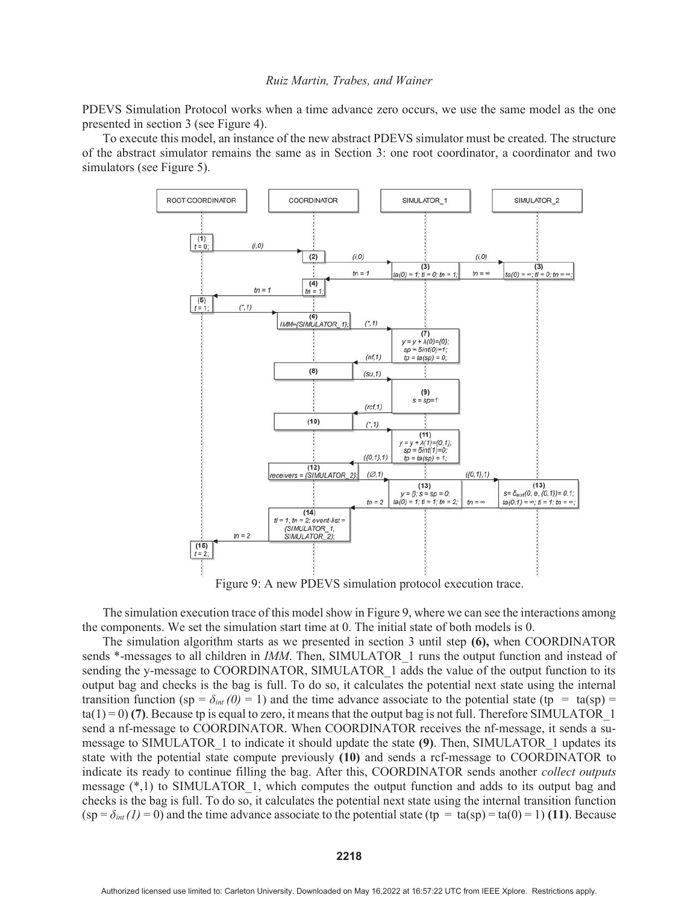PDEVS Simulation Protocol works when a time advance zero occurs, we use the same model as the one presented in section 3 (see Figure 4).

To execute this model, an instance of the new abstract PDEVS simulator must be created. The structure of the abstract simulator remains the same as in Section 3: one root coordinator, a coordinator and two simulators (see Figure 5).

Figure 9: A new PDEVS simulation protocol execution trace.

The simulation execution trace of this model show in Figure 9, where we can see the interactions among the components. We set the simulation start time at 0. The initial state of both models is 0.

The simulation algorithm starts as we presented in section 3 until step **(6),** when COORDINATOR sends *-messages to all children in *IMM*. Then, SIMULATOR_1 runs the output function and instead of sending the y-message to COORDINATOR, SIMULATOR_1 adds the value of the output function to its output bag and checks is the bag is full. To do so, it calculates the potential next state using the internal transition function (sp = $\delta_{int}(0)$ = 1) and the time advance associate to the potential state (tp = ta(sp) = ta(1) = 0) **(7)**. Because tp is equal to zero, it means that the output bag is not full. Therefore SIMULATOR_1 send a nf-message to COORDINATOR. When COORDINATOR receives the nf-message, it sends a su-message to SIMULATOR_1 to indicate it should update the state **(9)**. Then, SIMULATOR_1 updates its state with the potential state compute previously **(10)** and sends a rcf-message to COORDINATOR to indicate its ready to continue filling the bag. After this, COORDINATOR sends another *collect outputs* message (*,1) to SIMULATOR_1, which computes the output function and adds to its output bag and checks is the bag is full. To do so, it calculates the potential next state using the internal transition function (sp = $\delta_{int}(1)$ = 0) and the time advance associate to the potential state (tp = ta(sp) = ta(0) = 1) **(11)**. Because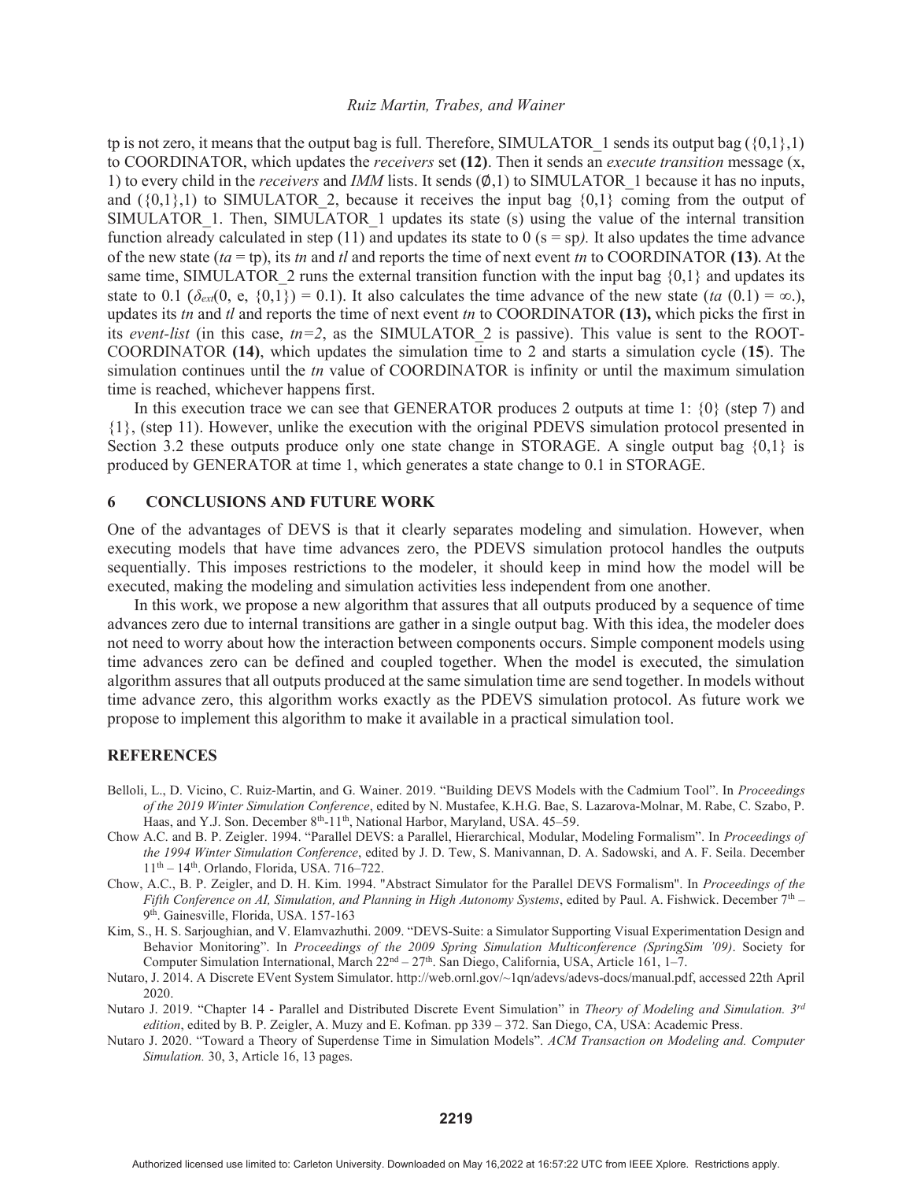tp is not zero, it means that the output bag is full. Therefore, SIMULATOR_1 sends its output bag ({0,1},1) to COORDINATOR, which updates the *receivers* set **(12)**. Then it sends an *execute transition* message (x, 1) to every child in the *receivers* and *IMM* lists. It sends (∅,1) to SIMULATOR_1 because it has no inputs, and ({0,1},1) to SIMULATOR_2, because it receives the input bag {0,1} coming from the output of SIMULATOR_1. Then, SIMULATOR_1 updates its state (s) using the value of the internal transition function already calculated in step (11) and updates its state to 0 (s = sp*).* It also updates the time advance of the new state (*ta* = tp), its *tn* and *tl* and reports the time of next event *tn* to COORDINATOR **(13).** At the same time, SIMULATOR_2 runs the external transition function with the input bag {0,1} and updates its state to 0.1 ($\delta_{ext}$(0, e, {0,1}) = 0.1). It also calculates the time advance of the new state (*ta* (0.1) = ∞.), updates its *tn* and *tl* and reports the time of next event *tn* to COORDINATOR **(13),** which picks the first in its *event-list* (in this case, *tn=2*, as the SIMULATOR_2 is passive). This value is sent to the ROOT-COORDINATOR **(14)**, which updates the simulation time to 2 and starts a simulation cycle (**15**). The simulation continues until the *tn* value of COORDINATOR is infinity or until the maximum simulation time is reached, whichever happens first.

In this execution trace we can see that GENERATOR produces 2 outputs at time 1: {0} (step 7) and {1}, (step 11). However, unlike the execution with the original PDEVS simulation protocol presented in Section 3.2 these outputs produce only one state change in STORAGE. A single output bag {0,1} is produced by GENERATOR at time 1, which generates a state change to 0.1 in STORAGE.

## 6 CONCLUSIONS AND FUTURE WORK

One of the advantages of DEVS is that it clearly separates modeling and simulation. However, when executing models that have time advances zero, the PDEVS simulation protocol handles the outputs sequentially. This imposes restrictions to the modeler, it should keep in mind how the model will be executed, making the modeling and simulation activities less independent from one another.

In this work, we propose a new algorithm that assures that all outputs produced by a sequence of time advances zero due to internal transitions are gather in a single output bag. With this idea, the modeler does not need to worry about how the interaction between components occurs. Simple component models using time advances zero can be defined and coupled together. When the model is executed, the simulation algorithm assures that all outputs produced at the same simulation time are send together. In models without time advance zero, this algorithm works exactly as the PDEVS simulation protocol. As future work we propose to implement this algorithm to make it available in a practical simulation tool.

## REFERENCES

Belloli, L., D. Vicino, C. Ruiz-Martin, and G. Wainer. 2019. "Building DEVS Models with the Cadmium Tool". In *Proceedings of the 2019 Winter Simulation Conference*, edited by N. Mustafee, K.H.G. Bae, S. Lazarova-Molnar, M. Rabe, C. Szabo, P. Haas, and Y.J. Son. December 8th-11th, National Harbor, Maryland, USA. 45–59.

Chow A.C. and B. P. Zeigler. 1994. "Parallel DEVS: a Parallel, Hierarchical, Modular, Modeling Formalism". In *Proceedings of the 1994 Winter Simulation Conference*, edited by J. D. Tew, S. Manivannan, D. A. Sadowski, and A. F. Seila. December 11th – 14th. Orlando, Florida, USA. 716–722.

Chow, A.C., B. P. Zeigler, and D. H. Kim. 1994. "Abstract Simulator for the Parallel DEVS Formalism". In *Proceedings of the Fifth Conference on AI, Simulation, and Planning in High Autonomy Systems*, edited by Paul. A. Fishwick. December 7th – 9th. Gainesville, Florida, USA. 157-163

Kim, S., H. S. Sarjoughian, and V. Elamvazhuthi. 2009. "DEVS-Suite: a Simulator Supporting Visual Experimentation Design and Behavior Monitoring". In *Proceedings of the 2009 Spring Simulation Multiconference (SpringSim '09)*. Society for Computer Simulation International, March 22nd – 27th. San Diego, California, USA, Article 161, 1–7.

Nutaro, J. 2014. A Discrete EVent System Simulator. http://web.ornl.gov/~1qn/adevs/adevs-docs/manual.pdf, accessed 22th April 2020.

Nutaro J. 2019. "Chapter 14 - Parallel and Distributed Discrete Event Simulation" in *Theory of Modeling and Simulation. 3rd edition*, edited by B. P. Zeigler, A. Muzy and E. Kofman. pp 339 – 372. San Diego, CA, USA: Academic Press.

Nutaro J. 2020. "Toward a Theory of Superdense Time in Simulation Models". *ACM Transaction on Modeling and. Computer Simulation.* 30, 3, Article 16, 13 pages.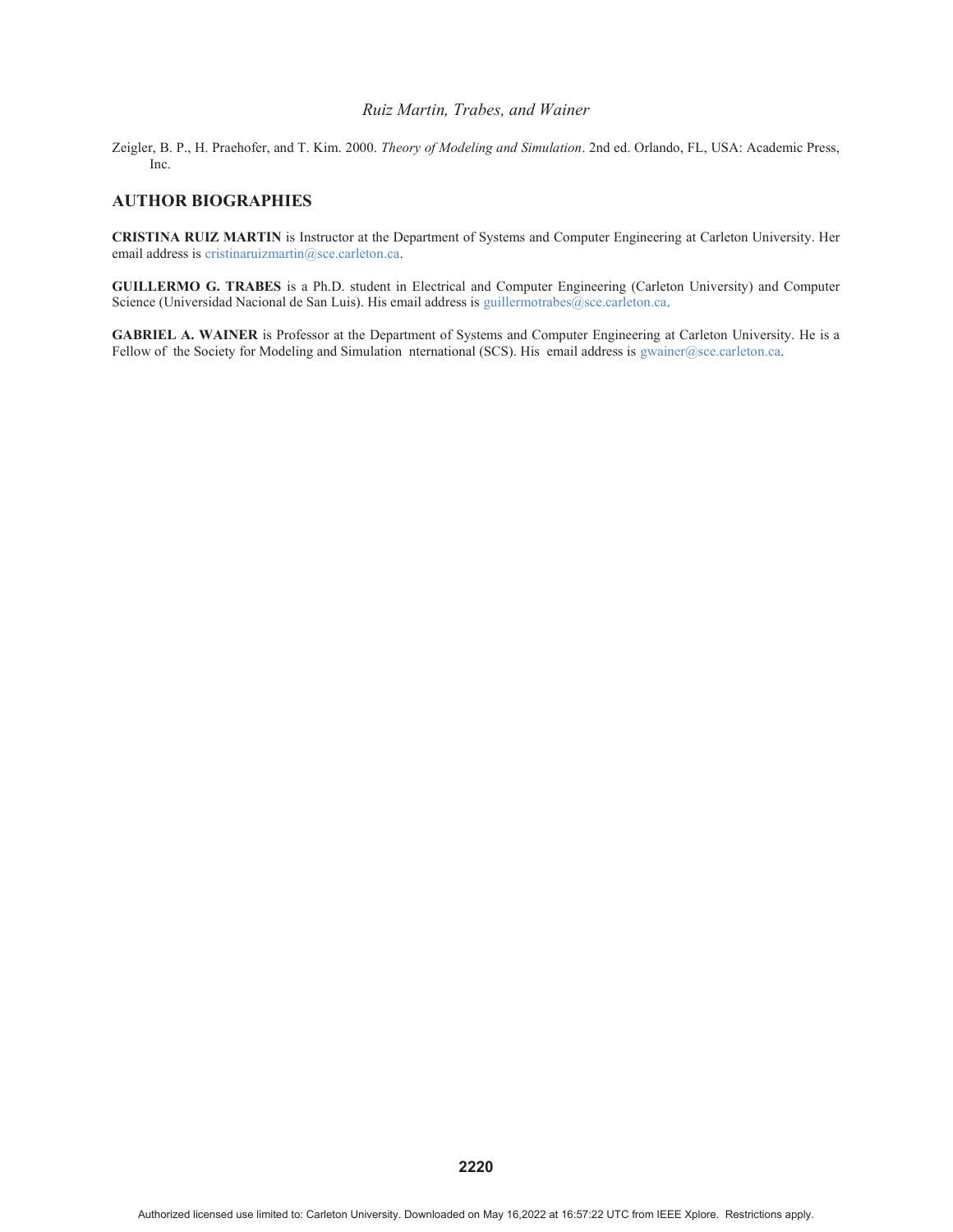Zeigler, B. P., H. Praehofer, and T. Kim. 2000. *Theory of Modeling and Simulation*. 2nd ed. Orlando, FL, USA: Academic Press, Inc.

## AUTHOR BIOGRAPHIES

**CRISTINA RUIZ MARTIN** is Instructor at the Department of Systems and Computer Engineering at Carleton University. Her email address is cristinaruizmartin@sce.carleton.ca.

**GUILLERMO G. TRABES** is a Ph.D. student in Electrical and Computer Engineering (Carleton University) and Computer Science (Universidad Nacional de San Luis). His email address is guillermotrabes@sce.carleton.ca.

**GABRIEL A. WAINER** is Professor at the Department of Systems and Computer Engineering at Carleton University. He is a Fellow of the Society for Modeling and Simulation nternational (SCS). His email address is gwainer@sce.carleton.ca.